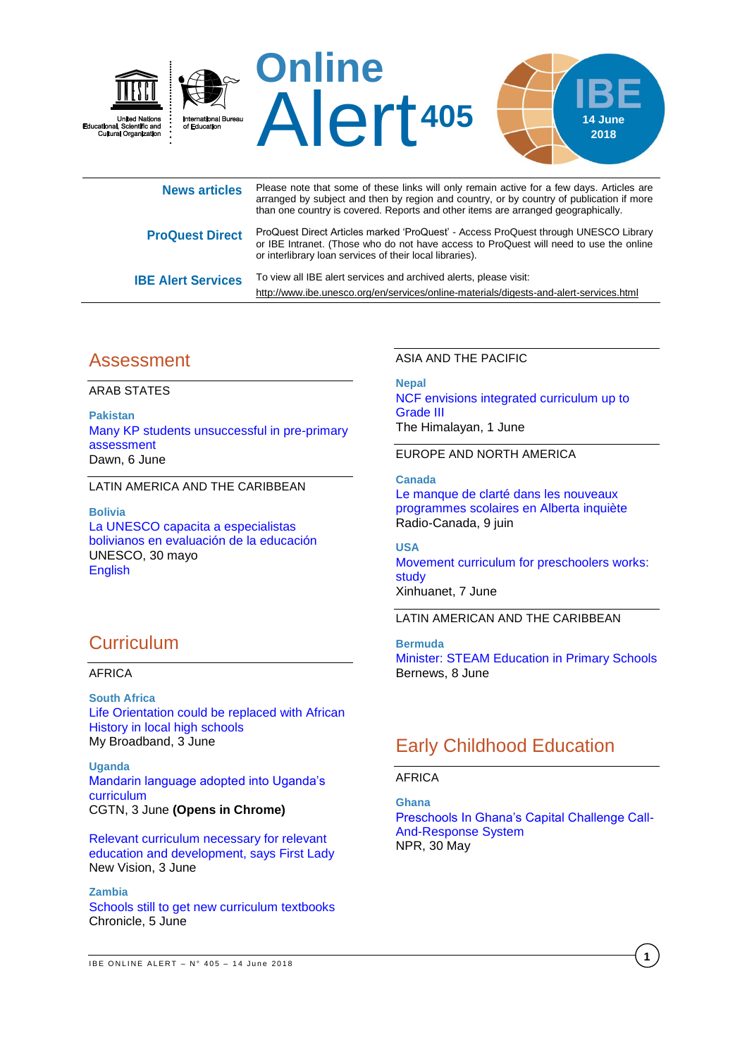# Online Alert 405

IBE 14 June 2018

United Nations Educational, Scientific and Cultural Organization | International Bureau of Education

| | |
|---|---|
| **News articles** | Please note that some of these links will only remain active for a few days. Articles are arranged by subject and then by region and country, or by country of publication if more than one country is covered. Reports and other items are arranged geographically. |
| **ProQuest Direct** | ProQuest Direct Articles marked 'ProQuest' - Access ProQuest through UNESCO Library or IBE Intranet. (Those who do not have access to ProQuest will need to use the online or interlibrary loan services of their local libraries). |
| **IBE Alert Services** | To view all IBE alert services and archived alerts, please visit: http://www.ibe.unesco.org/en/services/online-materials/digests-and-alert-services.html |

## Assessment

ARAB STATES

**Pakistan**
Many KP students unsuccessful in pre-primary assessment
Dawn, 6 June

LATIN AMERICA AND THE CARIBBEAN

**Bolivia**
La UNESCO capacita a especialistas bolivianos en evaluación de la educación
UNESCO, 30 mayo
English

## Curriculum

AFRICA

**South Africa**
Life Orientation could be replaced with African History in local high schools
My Broadband, 3 June

**Uganda**
Mandarin language adopted into Uganda's curriculum
CGTN, 3 June **(Opens in Chrome)**

Relevant curriculum necessary for relevant education and development, says First Lady
New Vision, 3 June

**Zambia**
Schools still to get new curriculum textbooks
Chronicle, 5 June

ASIA AND THE PACIFIC

**Nepal**
NCF envisions integrated curriculum up to Grade III
The Himalayan, 1 June

EUROPE AND NORTH AMERICA

**Canada**
Le manque de clarté dans les nouveaux programmes scolaires en Alberta inquiète
Radio-Canada, 9 juin

**USA**
Movement curriculum for preschoolers works: study
Xinhuanet, 7 June

LATIN AMERICAN AND THE CARIBBEAN

**Bermuda**
Minister: STEAM Education in Primary Schools
Bernews, 8 June

## Early Childhood Education

AFRICA

**Ghana**
Preschools In Ghana's Capital Challenge Call-And-Response System
NPR, 30 May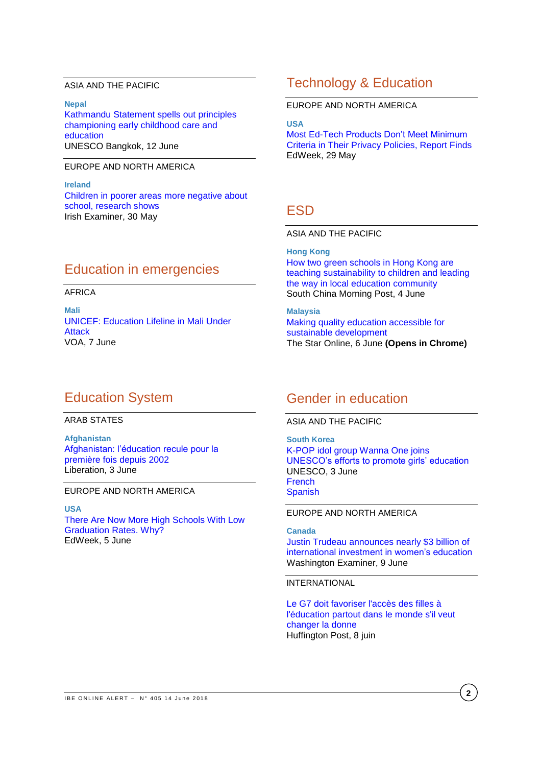ASIA AND THE PACIFIC

**Nepal**
Kathmandu Statement spells out principles championing early childhood care and education
UNESCO Bangkok, 12 June

EUROPE AND NORTH AMERICA

**Ireland**
Children in poorer areas more negative about school, research shows
Irish Examiner, 30 May

## Education in emergencies

AFRICA

**Mali**
UNICEF: Education Lifeline in Mali Under Attack
VOA, 7 June

## Education System

ARAB STATES

**Afghanistan**
Afghanistan: l'éducation recule pour la première fois depuis 2002
Liberation, 3 June

EUROPE AND NORTH AMERICA

**USA**
There Are Now More High Schools With Low Graduation Rates. Why?
EdWeek, 5 June

## Technology & Education

EUROPE AND NORTH AMERICA

**USA**
Most Ed-Tech Products Don't Meet Minimum Criteria in Their Privacy Policies, Report Finds
EdWeek, 29 May

## ESD

ASIA AND THE PACIFIC

**Hong Kong**
How two green schools in Hong Kong are teaching sustainability to children and leading the way in local education community
South China Morning Post, 4 June

**Malaysia**
Making quality education accessible for sustainable development
The Star Online, 6 June **(Opens in Chrome)**

## Gender in education

ASIA AND THE PACIFIC

**South Korea**
K-POP idol group Wanna One joins UNESCO's efforts to promote girls' education
UNESCO, 3 June
French
Spanish

EUROPE AND NORTH AMERICA

**Canada**
Justin Trudeau announces nearly $3 billion of international investment in women's education
Washington Examiner, 9 June

INTERNATIONAL

Le G7 doit favoriser l'accès des filles à l'éducation partout dans le monde s'il veut changer la donne
Huffington Post, 8 juin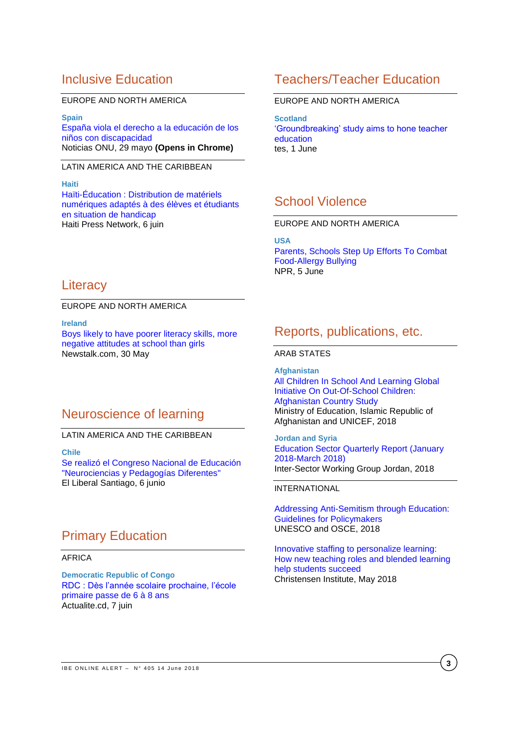## Inclusive Education

EUROPE AND NORTH AMERICA

**Spain**
España viola el derecho a la educación de los niños con discapacidad
Noticias ONU, 29 mayo **(Opens in Chrome)**

LATIN AMERICA AND THE CARIBBEAN

**Haiti**
Haïti-Éducation : Distribution de matériels numériques adaptés à des élèves et étudiants en situation de handicap
Haiti Press Network, 6 juin

## Literacy

EUROPE AND NORTH AMERICA

**Ireland**
Boys likely to have poorer literacy skills, more negative attitudes at school than girls
Newstalk.com, 30 May

## Neuroscience of learning

LATIN AMERICA AND THE CARIBBEAN

**Chile**
Se realizó el Congreso Nacional de Educación "Neurociencias y Pedagogías Diferentes"
El Liberal Santiago, 6 junio

## Primary Education

AFRICA

**Democratic Republic of Congo**
RDC : Dès l'année scolaire prochaine, l'école primaire passe de 6 à 8 ans
Actualite.cd, 7 juin

## Teachers/Teacher Education

EUROPE AND NORTH AMERICA

**Scotland**
'Groundbreaking' study aims to hone teacher education
tes, 1 June

## School Violence

EUROPE AND NORTH AMERICA

**USA**
Parents, Schools Step Up Efforts To Combat Food-Allergy Bullying
NPR, 5 June

## Reports, publications, etc.

ARAB STATES

**Afghanistan**
All Children In School And Learning Global Initiative On Out-Of-School Children: Afghanistan Country Study
Ministry of Education, Islamic Republic of Afghanistan and UNICEF, 2018

**Jordan and Syria**
Education Sector Quarterly Report (January 2018-March 2018)
Inter-Sector Working Group Jordan, 2018

INTERNATIONAL

Addressing Anti-Semitism through Education: Guidelines for Policymakers
UNESCO and OSCE, 2018

Innovative staffing to personalize learning: How new teaching roles and blended learning help students succeed
Christensen Institute, May 2018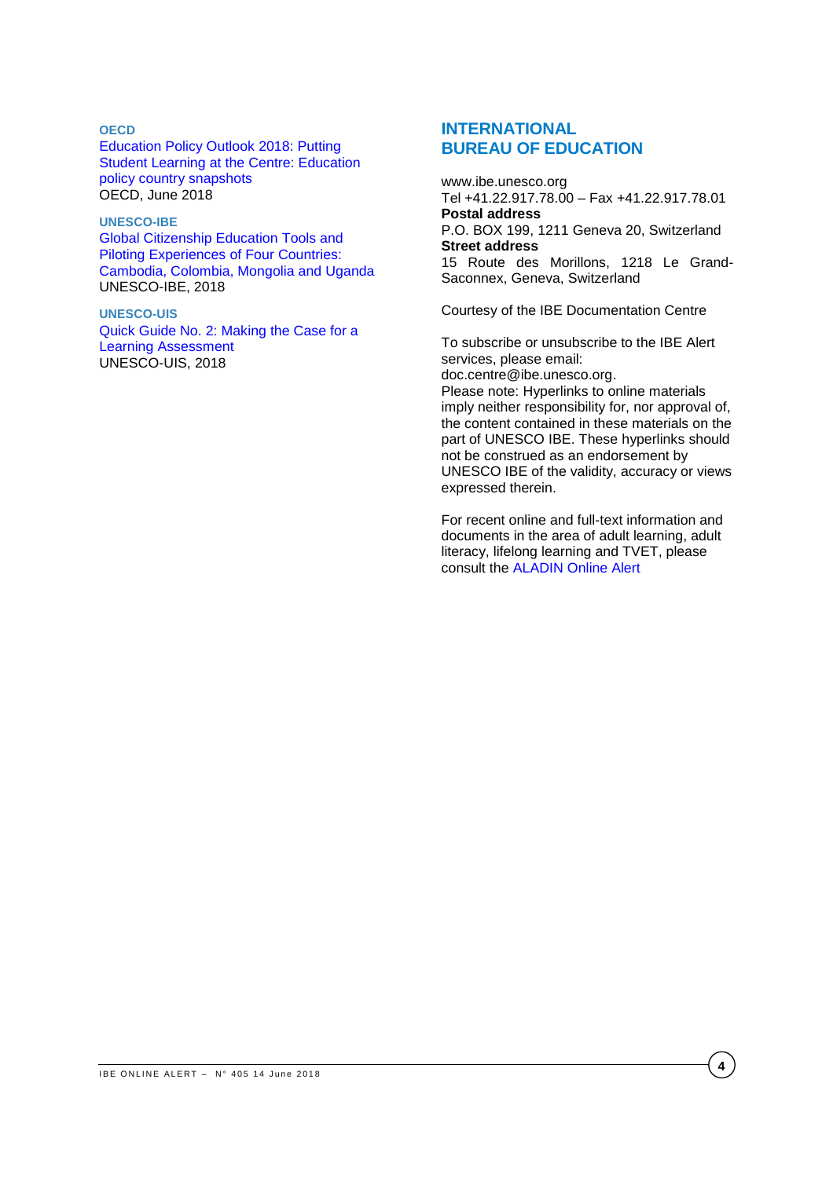**OECD**

Education Policy Outlook 2018: Putting Student Learning at the Centre: Education policy country snapshots
OECD, June 2018

**UNESCO-IBE**

Global Citizenship Education Tools and Piloting Experiences of Four Countries: Cambodia, Colombia, Mongolia and Uganda
UNESCO-IBE, 2018

**UNESCO-UIS**

Quick Guide No. 2: Making the Case for a Learning Assessment
UNESCO-UIS, 2018

## INTERNATIONAL BUREAU OF EDUCATION

www.ibe.unesco.org
Tel +41.22.917.78.00 – Fax +41.22.917.78.01
**Postal address**
P.O. BOX 199, 1211 Geneva 20, Switzerland
**Street address**
15 Route des Morillons, 1218 Le Grand-Saconnex, Geneva, Switzerland

Courtesy of the IBE Documentation Centre

To subscribe or unsubscribe to the IBE Alert services, please email: doc.centre@ibe.unesco.org.
Please note: Hyperlinks to online materials imply neither responsibility for, nor approval of, the content contained in these materials on the part of UNESCO IBE. These hyperlinks should not be construed as an endorsement by UNESCO IBE of the validity, accuracy or views expressed therein.

For recent online and full-text information and documents in the area of adult learning, adult literacy, lifelong learning and TVET, please consult the ALADIN Online Alert